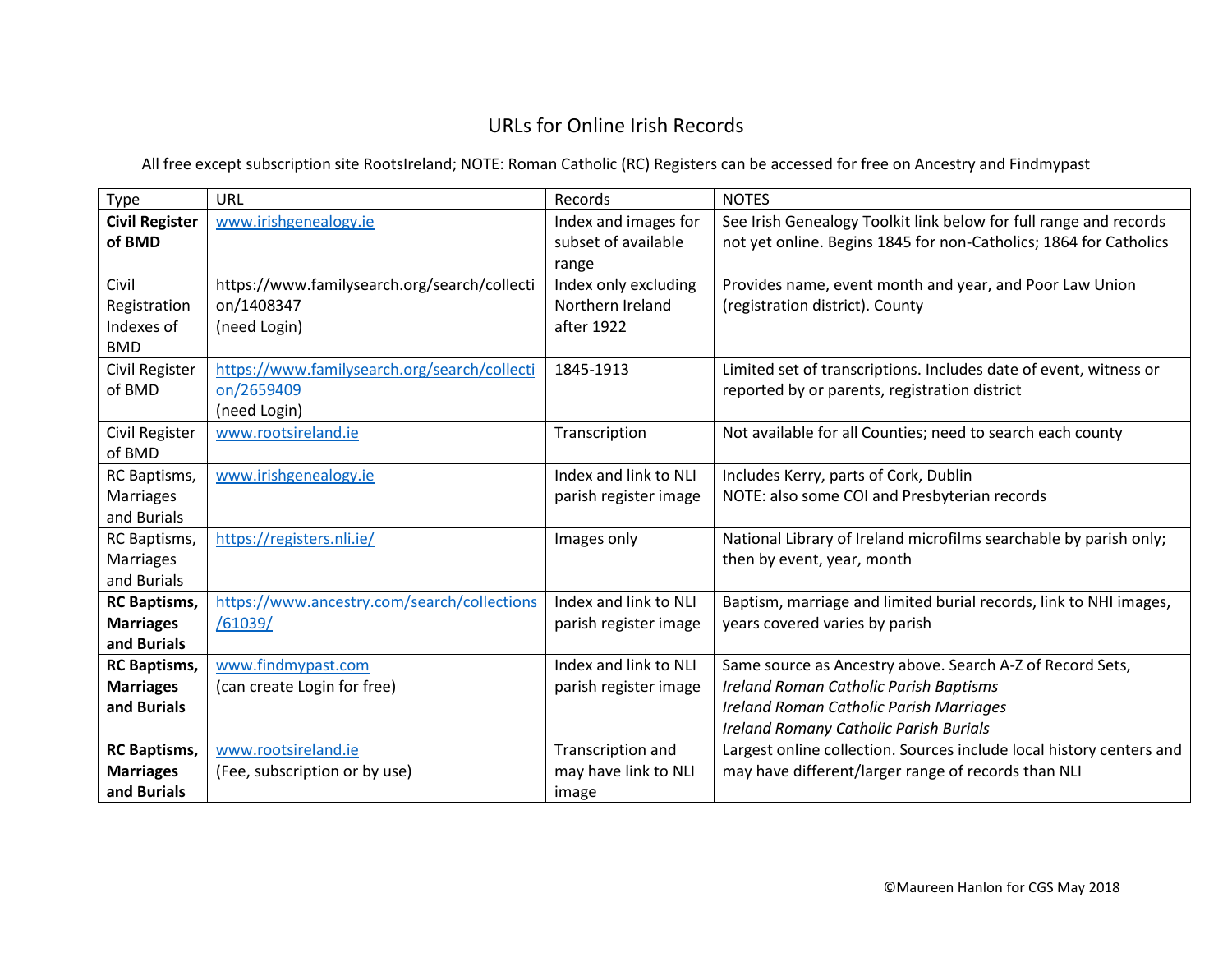# URLs for Online Irish Records

All free except subscription site RootsIreland; NOTE: Roman Catholic (RC) Registers can be accessed for free on Ancestry and Findmypast

| Type | URL | Records | NOTES |
|---|---|---|---|
| **Civil Register of BMD** | www.irishgenealogy.ie | Index and images for subset of available range | See Irish Genealogy Toolkit link below for full range and records not yet online. Begins 1845 for non-Catholics; 1864 for Catholics |
| Civil Registration Indexes of BMD | https://www.familysearch.org/search/collection/1408347 (need Login) | Index only excluding Northern Ireland after 1922 | Provides name, event month and year, and Poor Law Union (registration district). County |
| Civil Register of BMD | https://www.familysearch.org/search/collection/2659409 (need Login) | 1845-1913 | Limited set of transcriptions. Includes date of event, witness or reported by or parents, registration district |
| Civil Register of BMD | www.rootsireland.ie | Transcription | Not available for all Counties; need to search each county |
| RC Baptisms, Marriages and Burials | www.irishgenealogy.ie | Index and link to NLI parish register image | Includes Kerry, parts of Cork, Dublin<br>NOTE: also some COI and Presbyterian records |
| RC Baptisms, Marriages and Burials | https://registers.nli.ie/ | Images only | National Library of Ireland microfilms searchable by parish only; then by event, year, month |
| **RC Baptisms, Marriages and Burials** | https://www.ancestry.com/search/collections/61039/ | Index and link to NLI parish register image | Baptism, marriage and limited burial records, link to NHI images, years covered varies by parish |
| **RC Baptisms, Marriages and Burials** | www.findmypast.com (can create Login for free) | Index and link to NLI parish register image | Same source as Ancestry above. Search A-Z of Record Sets,<br>*Ireland Roman Catholic Parish Baptisms*<br>*Ireland Roman Catholic Parish Marriages*<br>*Ireland Romany Catholic Parish Burials* |
| **RC Baptisms, Marriages and Burials** | www.rootsireland.ie (Fee, subscription or by use) | Transcription and may have link to NLI image | Largest online collection. Sources include local history centers and may have different/larger range of records than NLI |

©Maureen Hanlon for CGS May 2018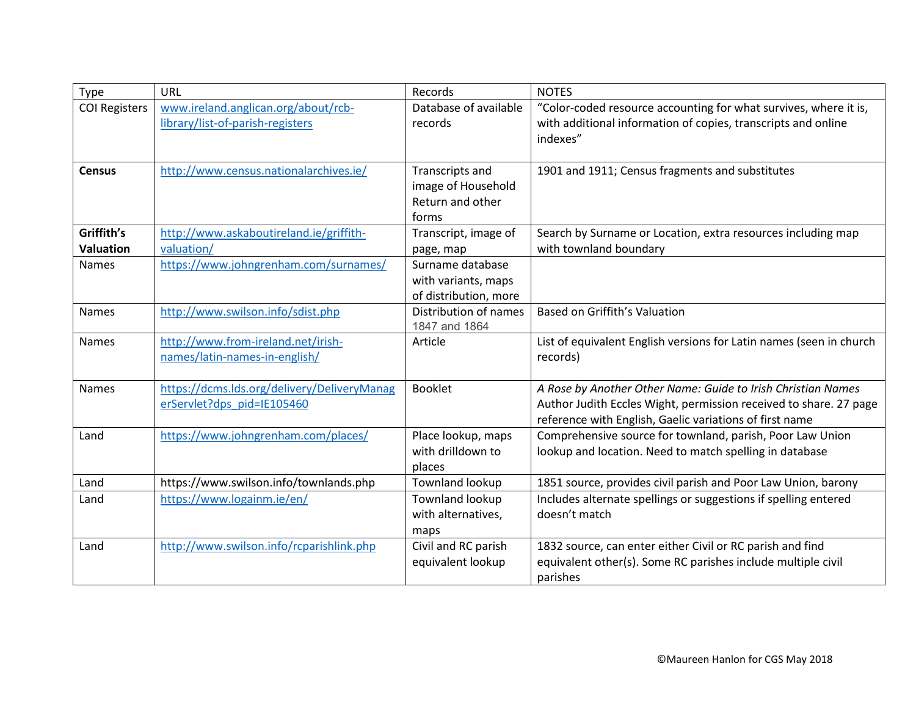| Type | URL | Records | NOTES |
|---|---|---|---|
| COI Registers | www.ireland.anglican.org/about/rcb-library/list-of-parish-registers | Database of available records | "Color-coded resource accounting for what survives, where it is, with additional information of copies, transcripts and online indexes" |
| **Census** | http://www.census.nationalarchives.ie/ | Transcripts and image of Household Return and other forms | 1901 and 1911; Census fragments and substitutes |
| **Griffith's Valuation** | http://www.askaboutireland.ie/griffith-valuation/ | Transcript, image of page, map | Search by Surname or Location, extra resources including map with townland boundary |
| Names | https://www.johngrenham.com/surnames/ | Surname database with variants, maps of distribution, more | |
| Names | http://www.swilson.info/sdist.php | Distribution of names 1847 and 1864 | Based on Griffith's Valuation |
| Names | http://www.from-ireland.net/irish-names/latin-names-in-english/ | Article | List of equivalent English versions for Latin names (seen in church records) |
| Names | https://dcms.lds.org/delivery/DeliveryManagerServlet?dps_pid=IE105460 | Booklet | *A Rose by Another Other Name: Guide to Irish Christian Names* Author Judith Eccles Wight, permission received to share. 27 page reference with English, Gaelic variations of first name |
| Land | https://www.johngrenham.com/places/ | Place lookup, maps with drilldown to places | Comprehensive source for townland, parish, Poor Law Union lookup and location. Need to match spelling in database |
| Land | https://www.swilson.info/townlands.php | Townland lookup | 1851 source, provides civil parish and Poor Law Union, barony |
| Land | https://www.logainm.ie/en/ | Townland lookup with alternatives, maps | Includes alternate spellings or suggestions if spelling entered doesn't match |
| Land | http://www.swilson.info/rcparishlink.php | Civil and RC parish equivalent lookup | 1832 source, can enter either Civil or RC parish and find equivalent other(s). Some RC parishes include multiple civil parishes |

©Maureen Hanlon for CGS May 2018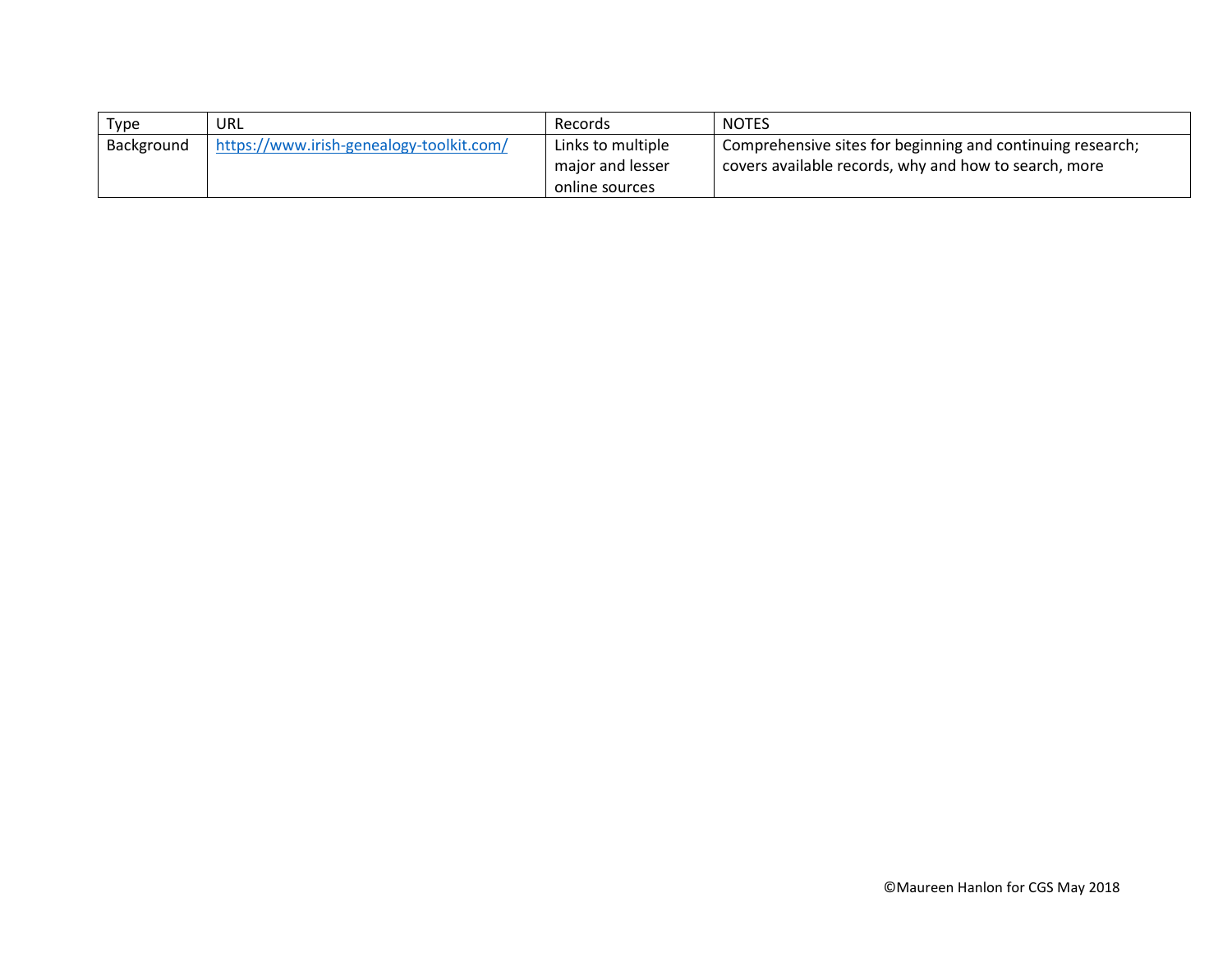| Type | URL | Records | NOTES |
|---|---|---|---|
| Background | https://www.irish-genealogy-toolkit.com/ | Links to multiple major and lesser online sources | Comprehensive sites for beginning and continuing research; covers available records, why and how to search, more |

©Maureen Hanlon for CGS May 2018